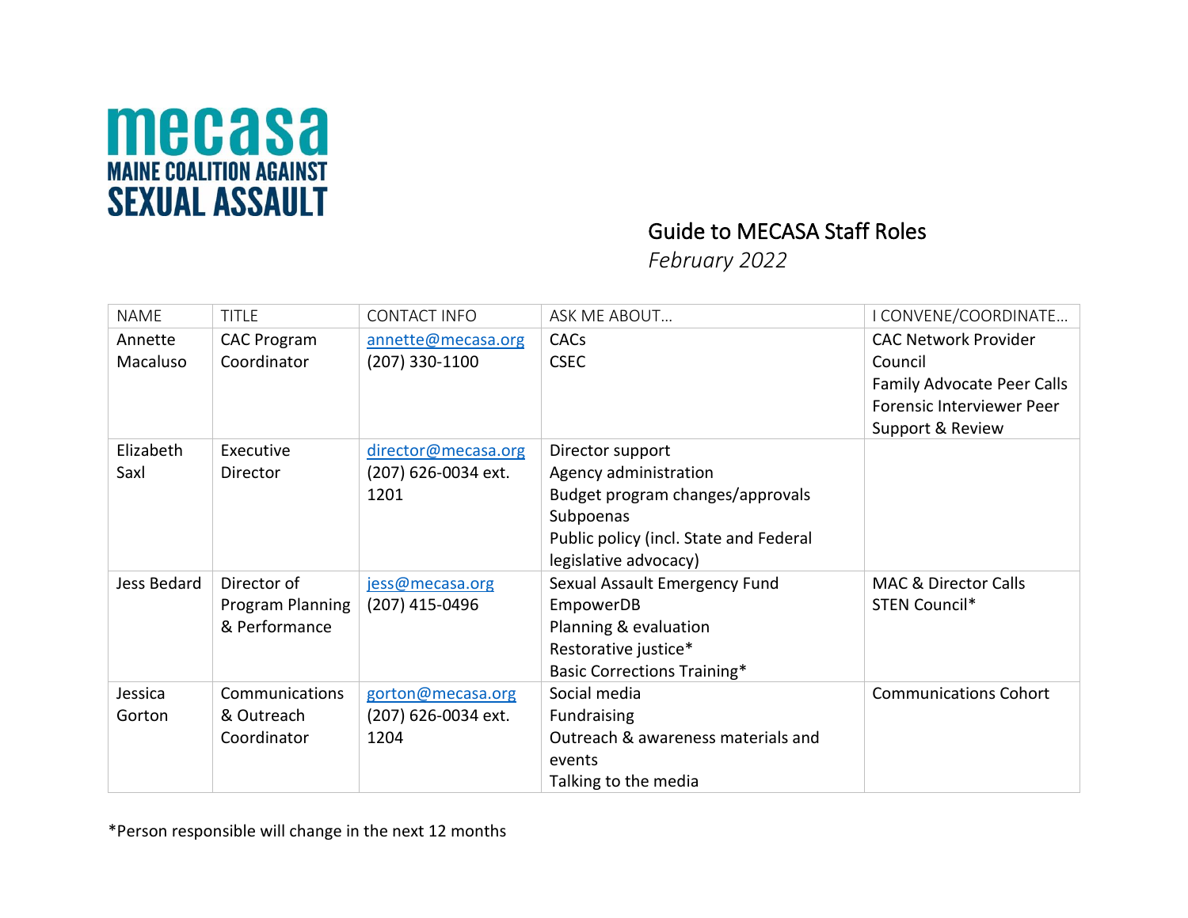mecasa
MAINE COALITION AGAINST
SEXUAL ASSAULT

# Guide to MECASA Staff Roles

*February 2022*

| NAME | TITLE | CONTACT INFO | ASK ME ABOUT… | I CONVENE/COORDINATE… |
|---|---|---|---|---|
| Annette Macaluso | CAC Program Coordinator | annette@mecasa.org<br>(207) 330-1100 | CACs<br>CSEC | CAC Network Provider Council<br>Family Advocate Peer Calls<br>Forensic Interviewer Peer Support & Review |
| Elizabeth Saxl | Executive Director | director@mecasa.org<br>(207) 626-0034 ext. 1201 | Director support<br>Agency administration<br>Budget program changes/approvals<br>Subpoenas<br>Public policy (incl. State and Federal legislative advocacy) | |
| Jess Bedard | Director of Program Planning & Performance | jess@mecasa.org<br>(207) 415-0496 | Sexual Assault Emergency Fund<br>EmpowerDB<br>Planning & evaluation<br>Restorative justice*<br>Basic Corrections Training* | MAC & Director Calls<br>STEN Council* |
| Jessica Gorton | Communications & Outreach Coordinator | gorton@mecasa.org<br>(207) 626-0034 ext. 1204 | Social media<br>Fundraising<br>Outreach & awareness materials and events<br>Talking to the media | Communications Cohort |

*Person responsible will change in the next 12 months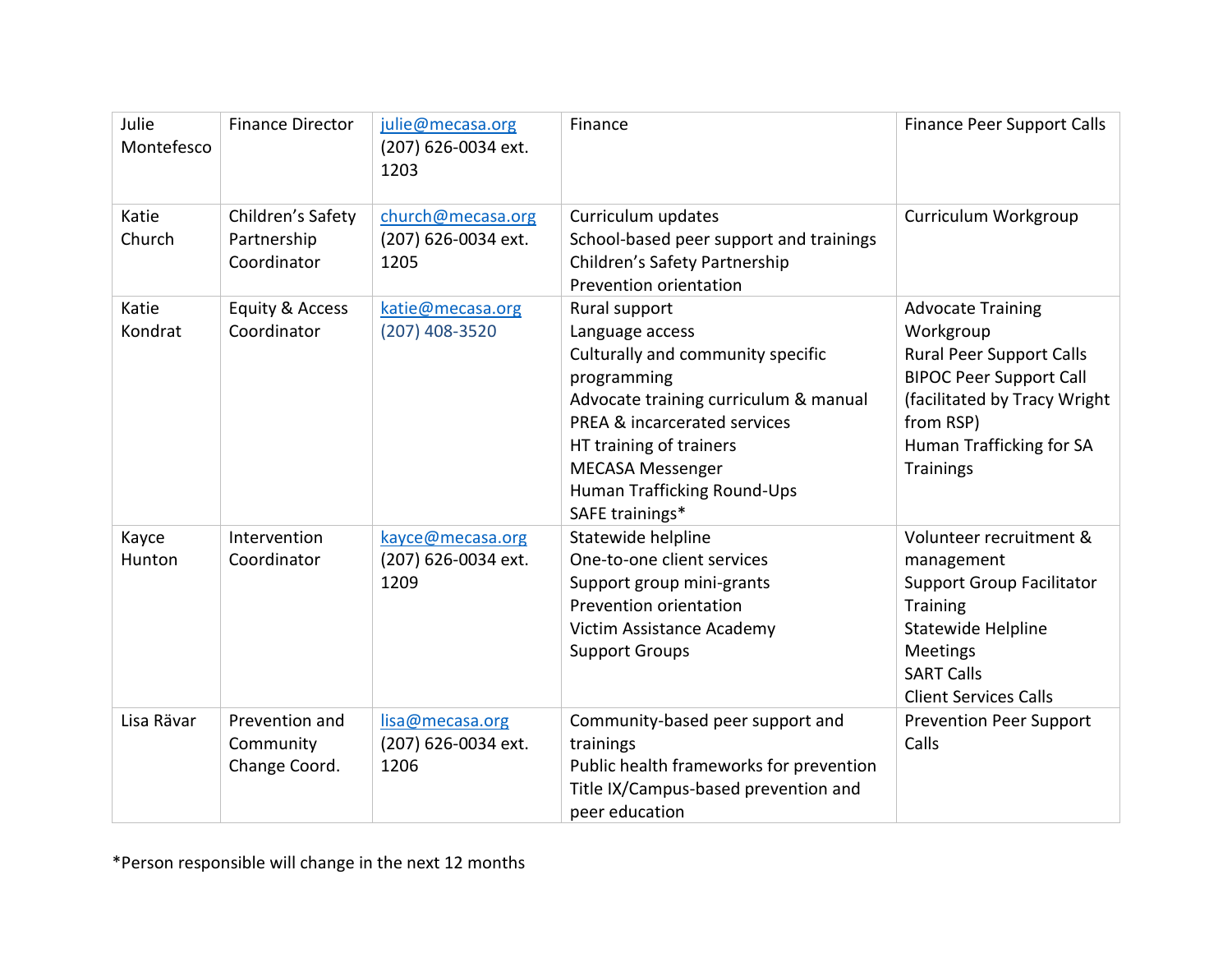| | | | | |
|---|---|---|---|---|
| Julie Montefesco | Finance Director | julie@mecasa.org<br>(207) 626-0034 ext. 1203 | Finance | Finance Peer Support Calls |
| Katie Church | Children's Safety Partnership Coordinator | church@mecasa.org<br>(207) 626-0034 ext. 1205 | Curriculum updates<br>School-based peer support and trainings<br>Children's Safety Partnership<br>Prevention orientation | Curriculum Workgroup |
| Katie Kondrat | Equity & Access Coordinator | katie@mecasa.org<br>(207) 408-3520 | Rural support<br>Language access<br>Culturally and community specific programming<br>Advocate training curriculum & manual<br>PREA & incarcerated services<br>HT training of trainers<br>MECASA Messenger<br>Human Trafficking Round-Ups<br>SAFE trainings* | Advocate Training Workgroup<br>Rural Peer Support Calls<br>BIPOC Peer Support Call (facilitated by Tracy Wright from RSP)<br>Human Trafficking for SA Trainings |
| Kayce Hunton | Intervention Coordinator | kayce@mecasa.org<br>(207) 626-0034 ext. 1209 | Statewide helpline<br>One-to-one client services<br>Support group mini-grants<br>Prevention orientation<br>Victim Assistance Academy<br>Support Groups | Volunteer recruitment & management<br>Support Group Facilitator Training<br>Statewide Helpline Meetings<br>SART Calls<br>Client Services Calls |
| Lisa Rävar | Prevention and Community Change Coord. | lisa@mecasa.org<br>(207) 626-0034 ext. 1206 | Community-based peer support and trainings<br>Public health frameworks for prevention<br>Title IX/Campus-based prevention and peer education | Prevention Peer Support Calls |

*Person responsible will change in the next 12 months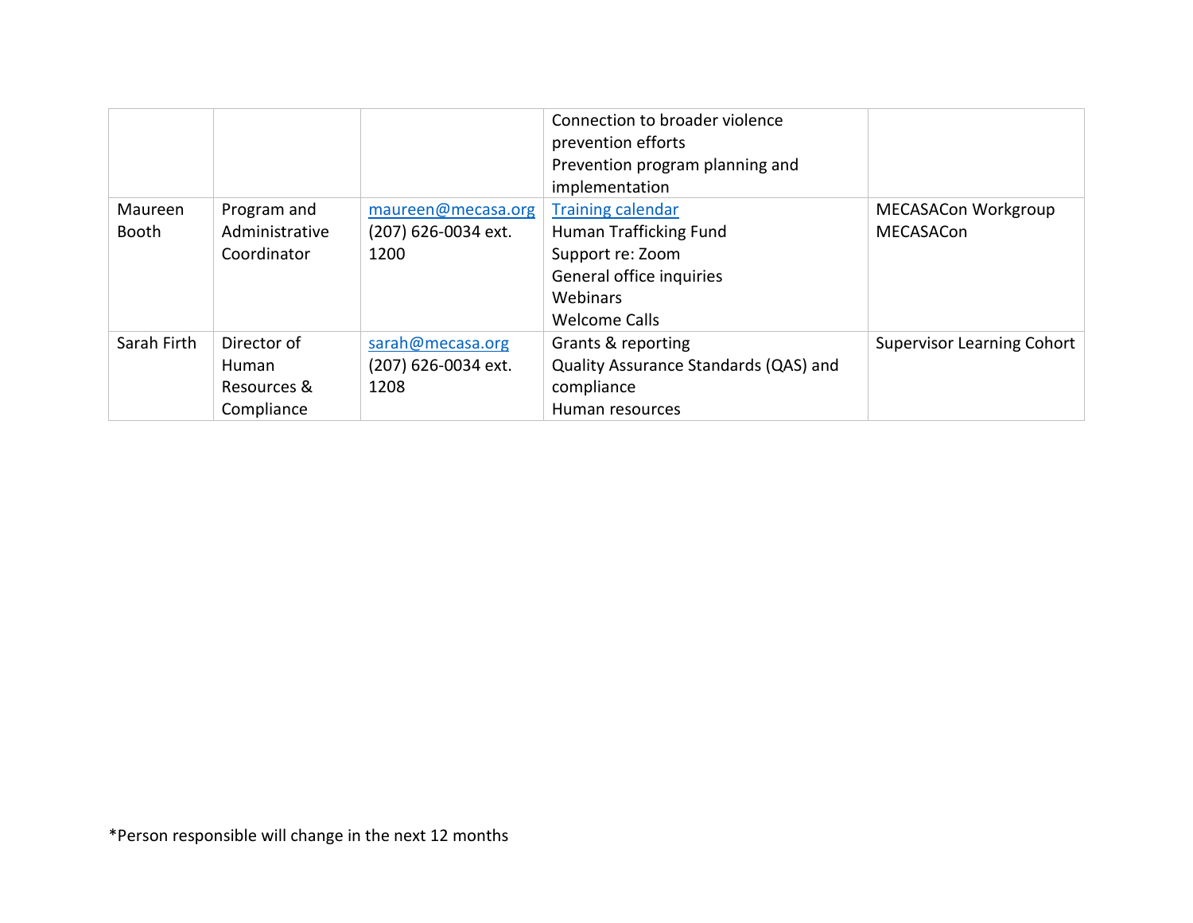| | | | | |
|---|---|---|---|---|
| | | | Connection to broader violence prevention efforts<br>Prevention program planning and implementation | |
| Maureen Booth | Program and Administrative Coordinator | maureen@mecasa.org<br>(207) 626-0034 ext. 1200 | Training calendar<br>Human Trafficking Fund<br>Support re: Zoom<br>General office inquiries<br>Webinars<br>Welcome Calls | MECASACon Workgroup<br>MECASACon |
| Sarah Firth | Director of Human Resources & Compliance | sarah@mecasa.org<br>(207) 626-0034 ext. 1208 | Grants & reporting<br>Quality Assurance Standards (QAS) and compliance<br>Human resources | Supervisor Learning Cohort |

*Person responsible will change in the next 12 months